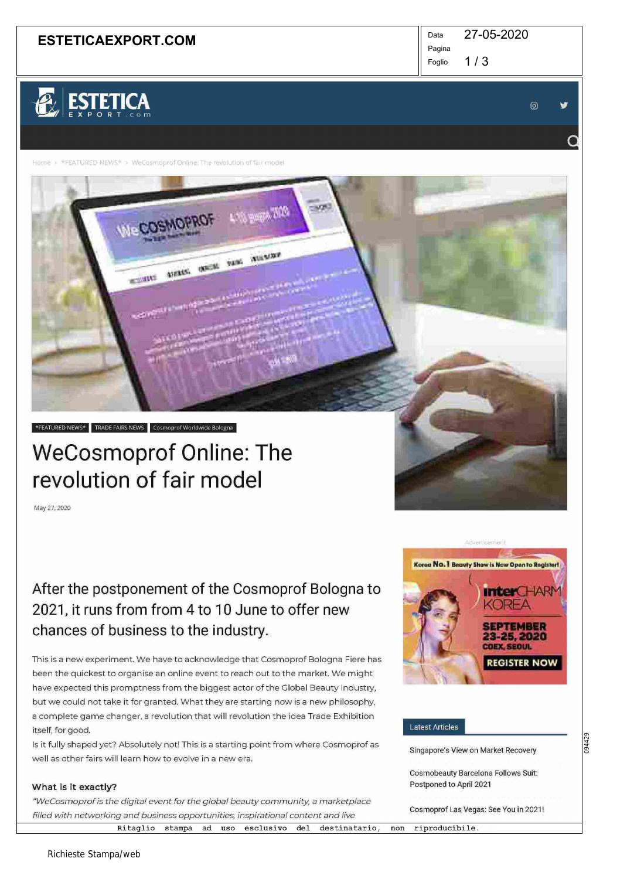Home > *FEATURED NEWS* > WeCosmoprof Online: The revolution of fair model

*FEATURED NEWS* | TRADE FAIRS NEWS | Cosmoprof Worldwide Bologna

# WeCosmoprof Online: The revolution of fair model

May 27, 2020

## After the postponement of the Cosmoprof Bologna to 2021, it runs from from 4 to 10 June to offer new chances of business to the industry.

This is a new experiment. We have to acknowledge that Cosmoprof Bologna Fiere has been the quickest to organise an online event to reach out to the market. We might have expected this promptness from the biggest actor of the Global Beauty Industry, but we could not take it for granted. What they are starting now is a new philosophy, a complete game changer, a revolution that will revolution the idea Trade Exhibition itself, for good.

Is it fully shaped yet? Absolutely not! This is a starting point from where Cosmoprof as well as other fairs will learn how to evolve in a new era.

**What is it exactly?**

*"WeCosmoprof is the digital event for the global beauty community, a marketplace filled with networking and business opportunities, inspirational content and live*

Latest Articles

- Singapore's View on Market Recovery
- Cosmobeauty Barcelona Follows Suit: Postponed to April 2021
- Cosmoprof Las Vegas: See You in 2021!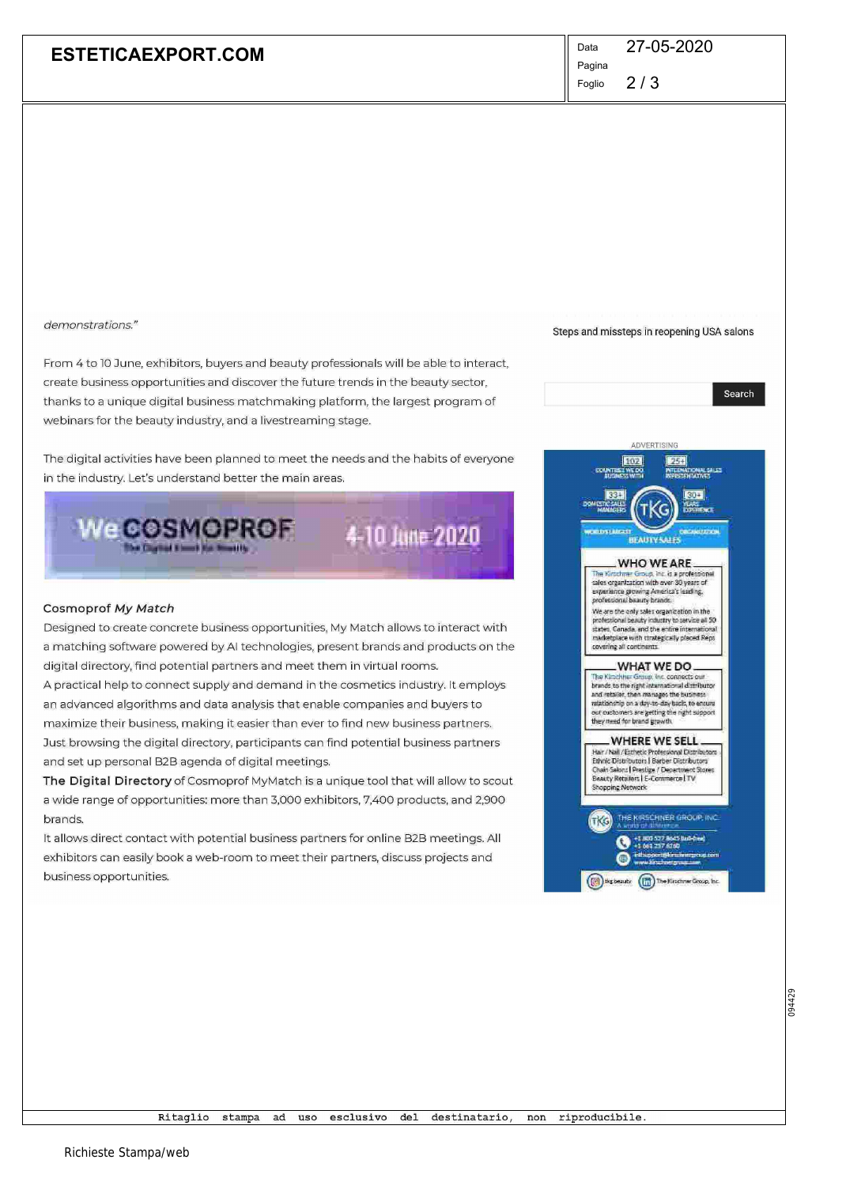demonstrations."

From 4 to 10 June, exhibitors, buyers and beauty professionals will be able to interact, create business opportunities and discover the future trends in the beauty sector, thanks to a unique digital business matchmaking platform, the largest program of webinars for the beauty industry, and a livestreaming stage.

The digital activities have been planned to meet the needs and the habits of everyone in the industry. Let's understand better the main areas.

We COSMOPROF 4-10 June 2020

### Cosmoprof *My Match*

Designed to create concrete business opportunities, My Match allows to interact with a matching software powered by AI technologies, present brands and products on the digital directory, find potential partners and meet them in virtual rooms.
A practical help to connect supply and demand in the cosmetics industry. It employs an advanced algorithms and data analysis that enable companies and buyers to maximize their business, making it easier than ever to find new business partners.
Just browsing the digital directory, participants can find potential business partners and set up personal B2B agenda of digital meetings.
**The Digital Directory** of Cosmoprof MyMatch is a unique tool that will allow to scout a wide range of opportunities: more than 3,000 exhibitors, 7,400 products, and 2,900 brands.
It allows direct contact with potential business partners for online B2B meetings. All exhibitors can easily book a web-room to meet their partners, discuss projects and business opportunities.

Steps and missteps in reopening USA salons

Search

ADVERTISING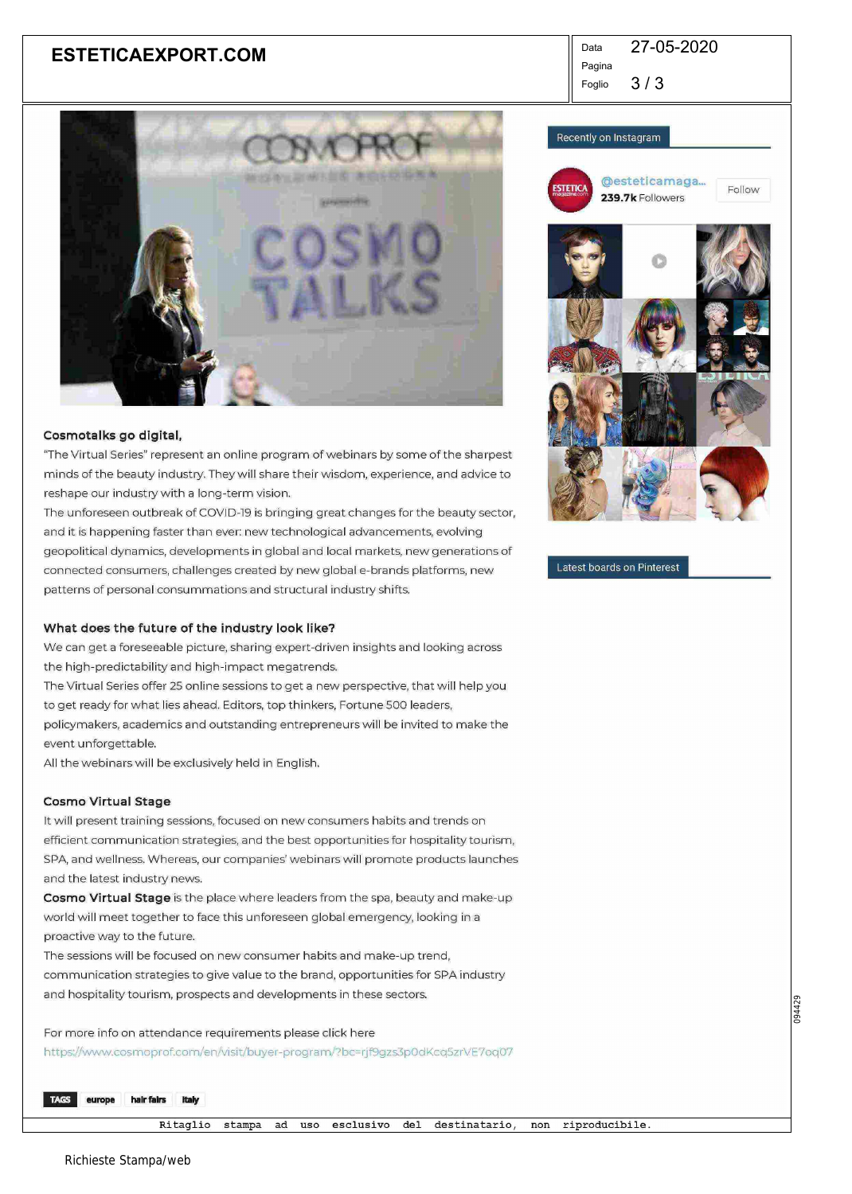### Cosmotalks go digital,

"The Virtual Series" represent an online program of webinars by some of the sharpest minds of the beauty industry. They will share their wisdom, experience, and advice to reshape our industry with a long-term vision.

The unforeseen outbreak of COVID-19 is bringing great changes for the beauty sector, and it is happening faster than ever: new technological advancements, evolving geopolitical dynamics, developments in global and local markets, new generations of connected consumers, challenges created by new global e-brands platforms, new patterns of personal consummations and structural industry shifts.

### What does the future of the industry look like?

We can get a foreseeable picture, sharing expert-driven insights and looking across the high-predictability and high-impact megatrends.

The Virtual Series offer 25 online sessions to get a new perspective, that will help you to get ready for what lies ahead. Editors, top thinkers, Fortune 500 leaders, policymakers, academics and outstanding entrepreneurs will be invited to make the event unforgettable.

All the webinars will be exclusively held in English.

### Cosmo Virtual Stage

It will present training sessions, focused on new consumers habits and trends on efficient communication strategies, and the best opportunities for hospitality tourism, SPA, and wellness. Whereas, our companies' webinars will promote products launches and the latest industry news.

**Cosmo Virtual Stage** is the place where leaders from the spa, beauty and make-up world will meet together to face this unforeseen global emergency, looking in a proactive way to the future.

The sessions will be focused on new consumer habits and make-up trend, communication strategies to give value to the brand, opportunities for SPA industry and hospitality tourism, prospects and developments in these sectors.

For more info on attendance requirements please click here

https://www.cosmoprof.com/en/visit/buyer-program/?bc=rjf9gzs3p0dKcq5zrVE7oq07

TAGS europe hair fairs Italy

Recently on Instagram

@esteticamaga... 239.7k Followers Follow

Latest boards on Pinterest